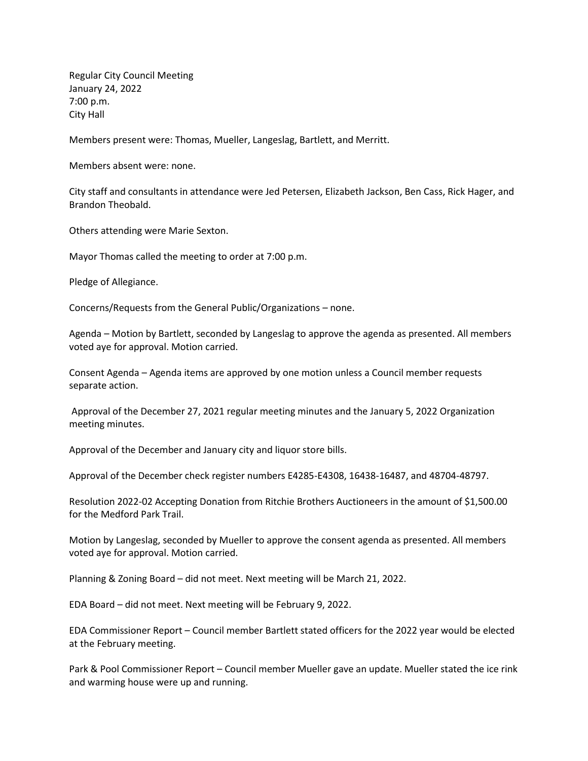Regular City Council Meeting
January 24, 2022
7:00 p.m.
City Hall

Members present were: Thomas, Mueller, Langeslag, Bartlett, and Merritt.

Members absent were: none.

City staff and consultants in attendance were Jed Petersen, Elizabeth Jackson, Ben Cass, Rick Hager, and Brandon Theobald.

Others attending were Marie Sexton.

Mayor Thomas called the meeting to order at 7:00 p.m.

Pledge of Allegiance.

Concerns/Requests from the General Public/Organizations – none.

Agenda – Motion by Bartlett, seconded by Langeslag to approve the agenda as presented. All members voted aye for approval. Motion carried.

Consent Agenda – Agenda items are approved by one motion unless a Council member requests separate action.

Approval of the December 27, 2021 regular meeting minutes and the January 5, 2022 Organization meeting minutes.

Approval of the December and January city and liquor store bills.

Approval of the December check register numbers E4285-E4308, 16438-16487, and 48704-48797.

Resolution 2022-02 Accepting Donation from Ritchie Brothers Auctioneers in the amount of $1,500.00 for the Medford Park Trail.

Motion by Langeslag, seconded by Mueller to approve the consent agenda as presented. All members voted aye for approval. Motion carried.

Planning & Zoning Board – did not meet. Next meeting will be March 21, 2022.

EDA Board – did not meet. Next meeting will be February 9, 2022.

EDA Commissioner Report – Council member Bartlett stated officers for the 2022 year would be elected at the February meeting.

Park & Pool Commissioner Report – Council member Mueller gave an update. Mueller stated the ice rink and warming house were up and running.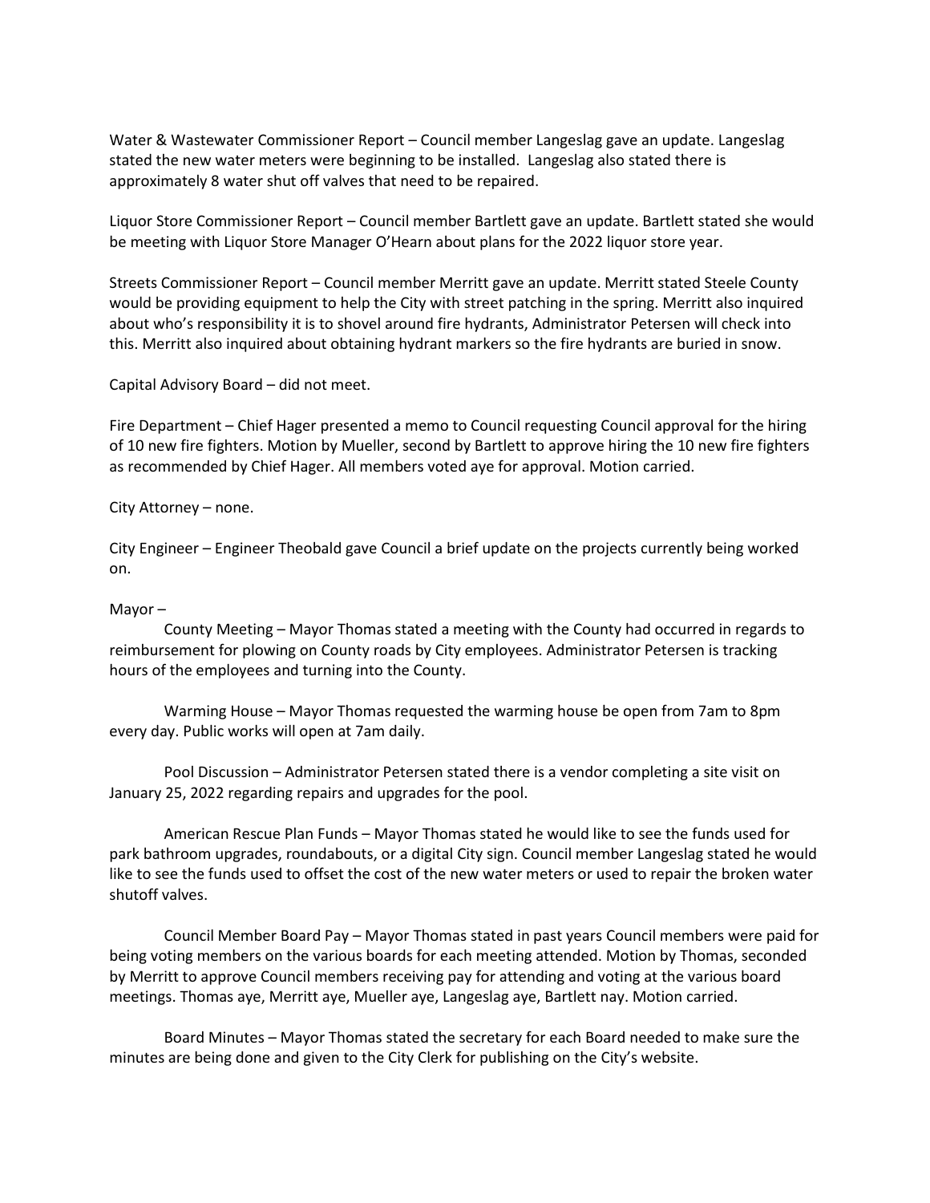Water & Wastewater Commissioner Report – Council member Langeslag gave an update. Langeslag stated the new water meters were beginning to be installed. Langeslag also stated there is approximately 8 water shut off valves that need to be repaired.

Liquor Store Commissioner Report – Council member Bartlett gave an update. Bartlett stated she would be meeting with Liquor Store Manager O'Hearn about plans for the 2022 liquor store year.

Streets Commissioner Report – Council member Merritt gave an update. Merritt stated Steele County would be providing equipment to help the City with street patching in the spring. Merritt also inquired about who's responsibility it is to shovel around fire hydrants, Administrator Petersen will check into this. Merritt also inquired about obtaining hydrant markers so the fire hydrants are buried in snow.

Capital Advisory Board – did not meet.

Fire Department – Chief Hager presented a memo to Council requesting Council approval for the hiring of 10 new fire fighters. Motion by Mueller, second by Bartlett to approve hiring the 10 new fire fighters as recommended by Chief Hager. All members voted aye for approval. Motion carried.

City Attorney – none.

City Engineer – Engineer Theobald gave Council a brief update on the projects currently being worked on.

Mayor –

County Meeting – Mayor Thomas stated a meeting with the County had occurred in regards to reimbursement for plowing on County roads by City employees. Administrator Petersen is tracking hours of the employees and turning into the County.

Warming House – Mayor Thomas requested the warming house be open from 7am to 8pm every day. Public works will open at 7am daily.

Pool Discussion – Administrator Petersen stated there is a vendor completing a site visit on January 25, 2022 regarding repairs and upgrades for the pool.

American Rescue Plan Funds – Mayor Thomas stated he would like to see the funds used for park bathroom upgrades, roundabouts, or a digital City sign. Council member Langeslag stated he would like to see the funds used to offset the cost of the new water meters or used to repair the broken water shutoff valves.

Council Member Board Pay – Mayor Thomas stated in past years Council members were paid for being voting members on the various boards for each meeting attended. Motion by Thomas, seconded by Merritt to approve Council members receiving pay for attending and voting at the various board meetings. Thomas aye, Merritt aye, Mueller aye, Langeslag aye, Bartlett nay. Motion carried.

Board Minutes – Mayor Thomas stated the secretary for each Board needed to make sure the minutes are being done and given to the City Clerk for publishing on the City's website.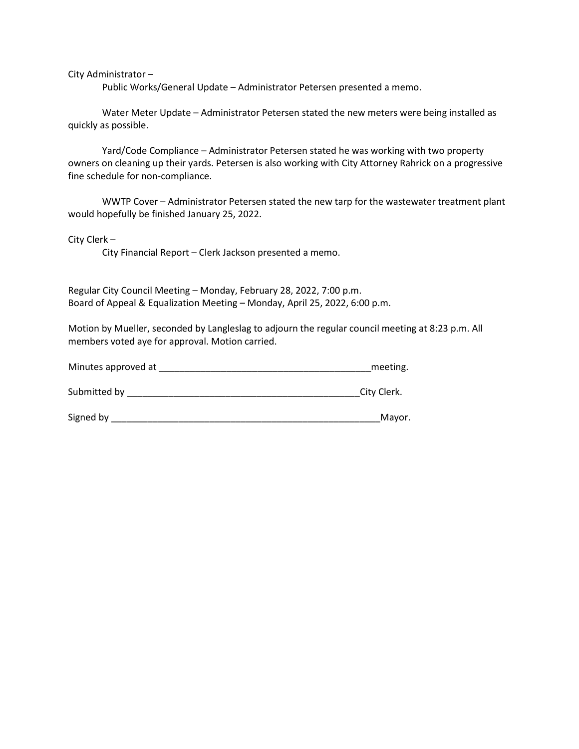City Administrator –

Public Works/General Update – Administrator Petersen presented a memo.

Water Meter Update – Administrator Petersen stated the new meters were being installed as quickly as possible.

Yard/Code Compliance – Administrator Petersen stated he was working with two property owners on cleaning up their yards. Petersen is also working with City Attorney Rahrick on a progressive fine schedule for non-compliance.

WWTP Cover – Administrator Petersen stated the new tarp for the wastewater treatment plant would hopefully be finished January 25, 2022.

City Clerk –

City Financial Report – Clerk Jackson presented a memo.

Regular City Council Meeting – Monday, February 28, 2022, 7:00 p.m.
Board of Appeal & Equalization Meeting – Monday, April 25, 2022, 6:00 p.m.

Motion by Mueller, seconded by Langleslag to adjourn the regular council meeting at 8:23 p.m. All members voted aye for approval. Motion carried.

Minutes approved at __________________________________________meeting.

Submitted by ______________________________________________City Clerk.

Signed by ______________________________________________________Mayor.